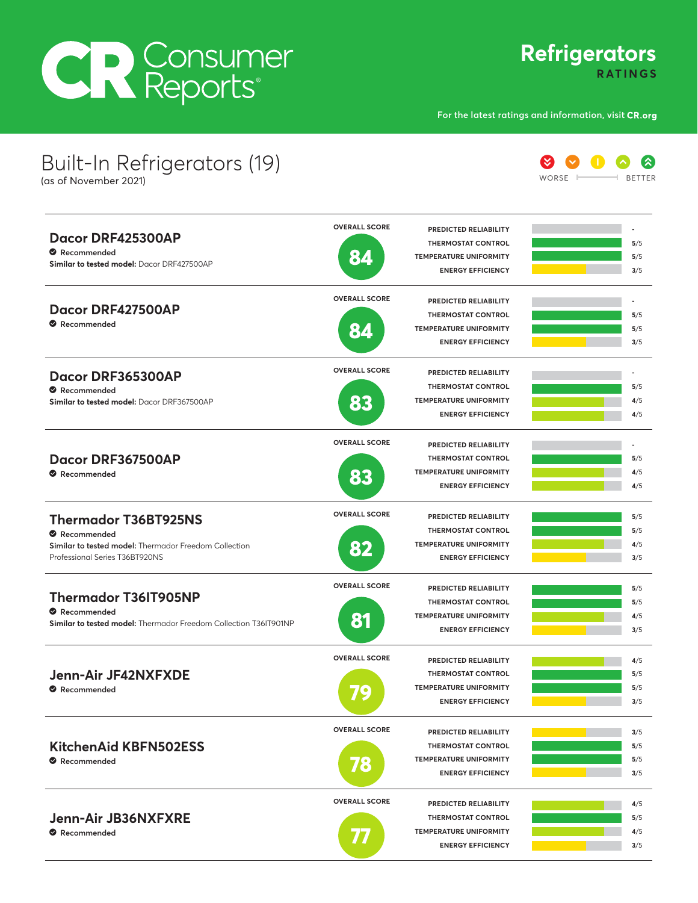# Consumer Reports

## Refrigerators RATINGS

For the latest ratings and information, visit CR.org

## Built-In Refrigerators (19)

(as of November 2021)

WORSE — BETTER

| Model | Overall Score | Predicted Reliability | Thermostat Control | Temperature Uniformity | Energy Efficiency |
|---|---|---|---|---|---|
| **Dacor DRF425300AP** — Recommended. **Similar to tested model:** Dacor DRF427500AP | 84 | - | 5/5 | 5/5 | 3/5 |
| **Dacor DRF427500AP** — Recommended | 84 | - | 5/5 | 5/5 | 3/5 |
| **Dacor DRF365300AP** — Recommended. **Similar to tested model:** Dacor DRF367500AP | 83 | - | 5/5 | 4/5 | 4/5 |
| **Dacor DRF367500AP** — Recommended | 83 | - | 5/5 | 4/5 | 4/5 |
| **Thermador T36BT925NS** — Recommended. **Similar to tested model:** Thermador Freedom Collection Professional Series T36BT920NS | 82 | 5/5 | 5/5 | 4/5 | 3/5 |
| **Thermador T36IT905NP** — Recommended. **Similar to tested model:** Thermador Freedom Collection T36IT901NP | 81 | 5/5 | 5/5 | 4/5 | 3/5 |
| **Jenn-Air JF42NXFXDE** — Recommended | 79 | 4/5 | 5/5 | 5/5 | 3/5 |
| **KitchenAid KBFN502ESS** — Recommended | 78 | 3/5 | 5/5 | 5/5 | 3/5 |
| **Jenn-Air JB36NXFXRE** — Recommended | 77 | 4/5 | 5/5 | 4/5 | 3/5 |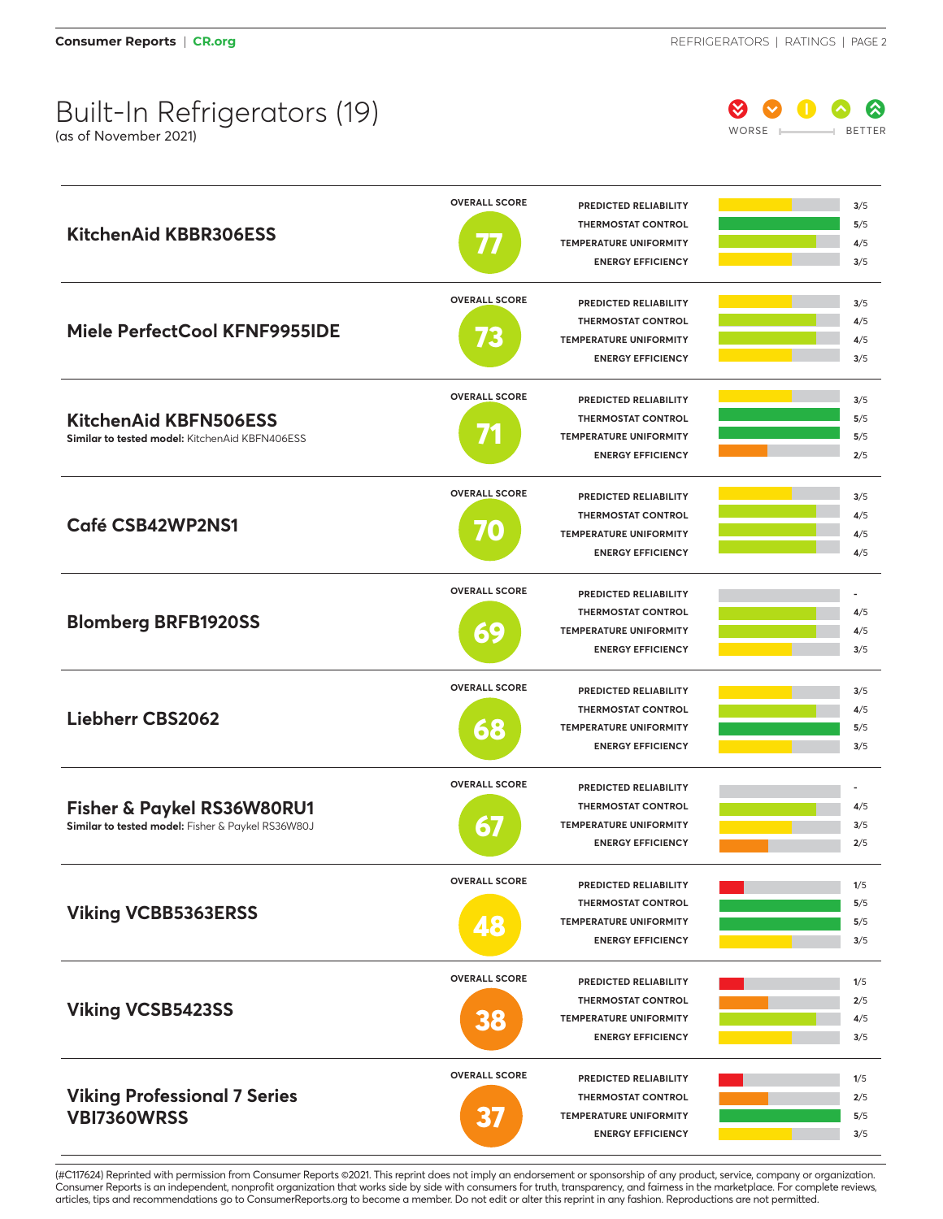# Built-In Refrigerators (19)

(as of November 2021)

WORSE — BETTER

## KitchenAid KBBR306ESS

OVERALL SCORE 77

PREDICTED RELIABILITY 3/5
THERMOSTAT CONTROL 5/5
TEMPERATURE UNIFORMITY 4/5
ENERGY EFFICIENCY 3/5

## Miele PerfectCool KFNF9955IDE

OVERALL SCORE 73

PREDICTED RELIABILITY 3/5
THERMOSTAT CONTROL 4/5
TEMPERATURE UNIFORMITY 4/5
ENERGY EFFICIENCY 3/5

## KitchenAid KBFN506ESS

**Similar to tested model:** KitchenAid KBFN406ESS

OVERALL SCORE 71

PREDICTED RELIABILITY 3/5
THERMOSTAT CONTROL 5/5
TEMPERATURE UNIFORMITY 5/5
ENERGY EFFICIENCY 2/5

## Café CSB42WP2NS1

OVERALL SCORE 70

PREDICTED RELIABILITY 3/5
THERMOSTAT CONTROL 4/5
TEMPERATURE UNIFORMITY 4/5
ENERGY EFFICIENCY 4/5

## Blomberg BRFB1920SS

OVERALL SCORE 69

PREDICTED RELIABILITY -
THERMOSTAT CONTROL 4/5
TEMPERATURE UNIFORMITY 4/5
ENERGY EFFICIENCY 3/5

## Liebherr CBS2062

OVERALL SCORE 68

PREDICTED RELIABILITY 3/5
THERMOSTAT CONTROL 4/5
TEMPERATURE UNIFORMITY 5/5
ENERGY EFFICIENCY 3/5

## Fisher & Paykel RS36W80RU1

**Similar to tested model:** Fisher & Paykel RS36W80J

OVERALL SCORE 67

PREDICTED RELIABILITY -
THERMOSTAT CONTROL 4/5
TEMPERATURE UNIFORMITY 3/5
ENERGY EFFICIENCY 2/5

## Viking VCBB5363ERSS

OVERALL SCORE 48

PREDICTED RELIABILITY 1/5
THERMOSTAT CONTROL 5/5
TEMPERATURE UNIFORMITY 5/5
ENERGY EFFICIENCY 3/5

## Viking VCSB5423SS

OVERALL SCORE 38

PREDICTED RELIABILITY 1/5
THERMOSTAT CONTROL 2/5
TEMPERATURE UNIFORMITY 4/5
ENERGY EFFICIENCY 3/5

## Viking Professional 7 Series VBI7360WRSS

OVERALL SCORE 37

PREDICTED RELIABILITY 1/5
THERMOSTAT CONTROL 2/5
TEMPERATURE UNIFORMITY 5/5
ENERGY EFFICIENCY 3/5

(#C117624) Reprinted with permission from Consumer Reports ©2021. This reprint does not imply an endorsement or sponsorship of any product, service, company or organization. Consumer Reports is an independent, nonprofit organization that works side by side with consumers for truth, transparency, and fairness in the marketplace. For complete reviews, articles, tips and recommendations go to ConsumerReports.org to become a member. Do not edit or alter this reprint in any fashion. Reproductions are not permitted.